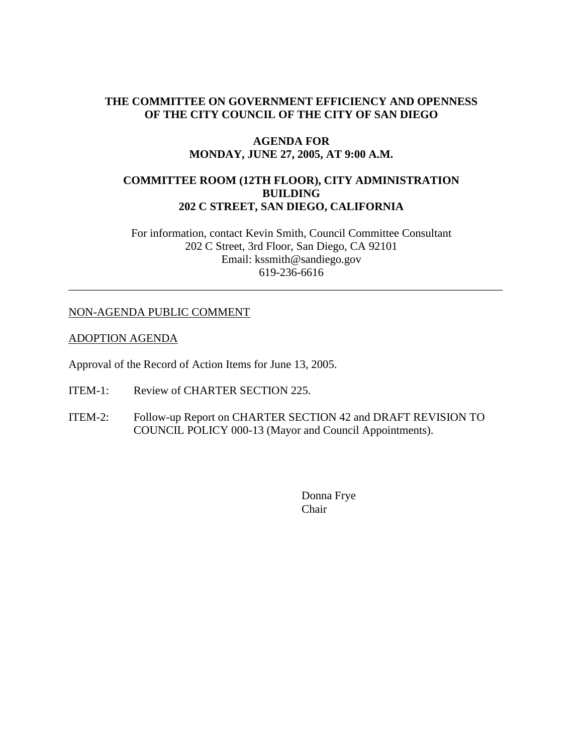**THE COMMITTEE ON GOVERNMENT EFFICIENCY AND OPENNESS OF THE CITY COUNCIL OF THE CITY OF SAN DIEGO**

**AGENDA FOR MONDAY, JUNE 27, 2005, AT 9:00 A.M.**

**COMMITTEE ROOM (12TH FLOOR), CITY ADMINISTRATION BUILDING 202 C STREET, SAN DIEGO, CALIFORNIA**

For information, contact Kevin Smith, Council Committee Consultant
202 C Street, 3rd Floor, San Diego, CA 92101
Email: kssmith@sandiego.gov
619-236-6616

---

<u>NON-AGENDA PUBLIC COMMENT</u>

<u>ADOPTION AGENDA</u>

Approval of the Record of Action Items for June 13, 2005.

ITEM-1: Review of CHARTER SECTION 225.

ITEM-2: Follow-up Report on CHARTER SECTION 42 and DRAFT REVISION TO COUNCIL POLICY 000-13 (Mayor and Council Appointments).

Donna Frye
Chair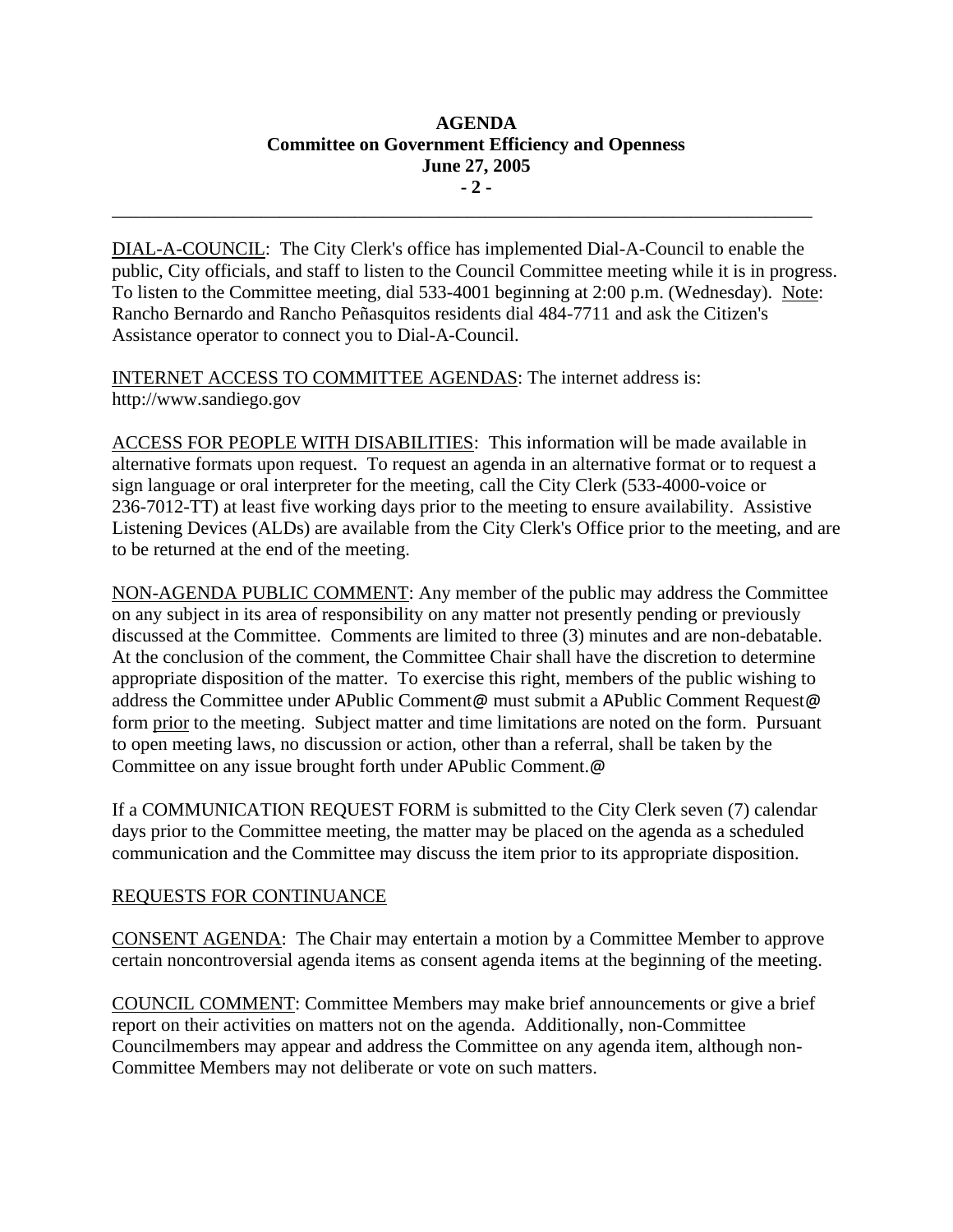DIAL-A-COUNCIL: The City Clerk's office has implemented Dial-A-Council to enable the public, City officials, and staff to listen to the Council Committee meeting while it is in progress. To listen to the Committee meeting, dial 533-4001 beginning at 2:00 p.m. (Wednesday). Note: Rancho Bernardo and Rancho Peñasquitos residents dial 484-7711 and ask the Citizen's Assistance operator to connect you to Dial-A-Council.

INTERNET ACCESS TO COMMITTEE AGENDAS: The internet address is: http://www.sandiego.gov

ACCESS FOR PEOPLE WITH DISABILITIES: This information will be made available in alternative formats upon request. To request an agenda in an alternative format or to request a sign language or oral interpreter for the meeting, call the City Clerk (533-4000-voice or 236-7012-TT) at least five working days prior to the meeting to ensure availability. Assistive Listening Devices (ALDs) are available from the City Clerk's Office prior to the meeting, and are to be returned at the end of the meeting.

NON-AGENDA PUBLIC COMMENT: Any member of the public may address the Committee on any subject in its area of responsibility on any matter not presently pending or previously discussed at the Committee. Comments are limited to three (3) minutes and are non-debatable. At the conclusion of the comment, the Committee Chair shall have the discretion to determine appropriate disposition of the matter. To exercise this right, members of the public wishing to address the Committee under APublic Comment@ must submit a APublic Comment Request@ form prior to the meeting. Subject matter and time limitations are noted on the form. Pursuant to open meeting laws, no discussion or action, other than a referral, shall be taken by the Committee on any issue brought forth under APublic Comment.@

If a COMMUNICATION REQUEST FORM is submitted to the City Clerk seven (7) calendar days prior to the Committee meeting, the matter may be placed on the agenda as a scheduled communication and the Committee may discuss the item prior to its appropriate disposition.

REQUESTS FOR CONTINUANCE

CONSENT AGENDA: The Chair may entertain a motion by a Committee Member to approve certain noncontroversial agenda items as consent agenda items at the beginning of the meeting.

COUNCIL COMMENT: Committee Members may make brief announcements or give a brief report on their activities on matters not on the agenda. Additionally, non-Committee Councilmembers may appear and address the Committee on any agenda item, although non-Committee Members may not deliberate or vote on such matters.